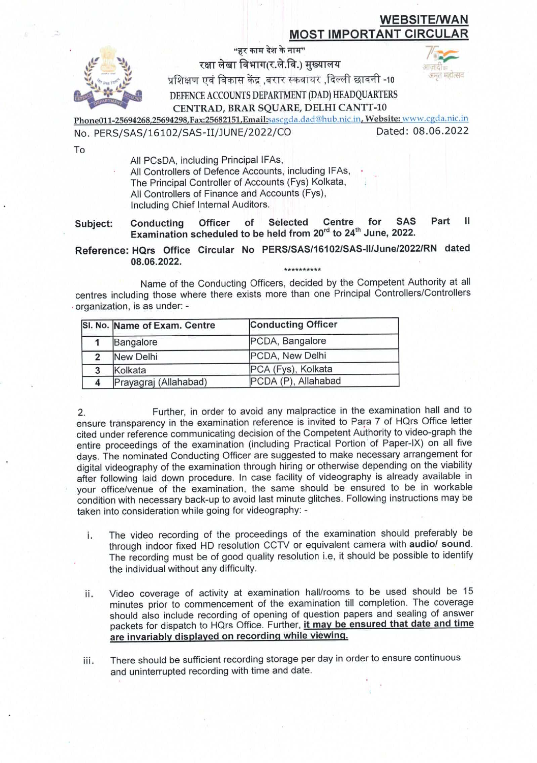**WEBSITE/WAN**

**MOST IMPORTANT CIRCULAR**

"हर काम देश के नाम"

रक्षा लेखा विभाग(र.ले.वि.) मुख्यालय

प्रशिक्षण एवं विकास केंद्र ,बरार स्कवायर ,दिल्ली छावनी -10

DEFENCE ACCOUNTS DEPARTMENT (DAD) HEADQUARTERS

CENTRAD, BRAR SQUARE, DELHI CANTT-10

Phone011-25694268,25694298,Fax:25682151,Email:sascgda.dad@hub.nic.in, Website: www.cgda.nic.in

No. PERS/SAS/16102/SAS-II/JUNE/2022/CO Dated: 08.06.2022

To

All PCsDA, including Principal IFAs,
All Controllers of Defence Accounts, including IFAs,
The Principal Controller of Accounts (Fys) Kolkata,
All Controllers of Finance and Accounts (Fys),
Including Chief Internal Auditors.

**Subject:** **Conducting Officer of Selected Centre for SAS Part II Examination scheduled to be held from 20rd to 24th June, 2022.**

**Reference: HQrs Office Circular No PERS/SAS/16102/SAS-II/June/2022/RN dated 08.06.2022.**

**********

Name of the Conducting Officers, decided by the Competent Authority at all centres including those where there exists more than one Principal Controllers/Controllers organization, is as under: -

| Sl. No. | Name of Exam. Centre | Conducting Officer |
|---|---|---|
| 1 | Bangalore | PCDA, Bangalore |
| 2 | New Delhi | PCDA, New Delhi |
| 3 | Kolkata | PCA (Fys), Kolkata |
| 4 | Prayagraj (Allahabad) | PCDA (P), Allahabad |

2. Further, in order to avoid any malpractice in the examination hall and to ensure transparency in the examination reference is invited to Para 7 of HQrs Office letter cited under reference communicating decision of the Competent Authority to video-graph the entire proceedings of the examination (including Practical Portion of Paper-IX) on all five days. The nominated Conducting Officer are suggested to make necessary arrangement for digital videography of the examination through hiring or otherwise depending on the viability after following laid down procedure. In case facility of videography is already available in your office/venue of the examination, the same should be ensured to be in workable condition with necessary back-up to avoid last minute glitches. Following instructions may be taken into consideration while going for videography: -

i. The video recording of the proceedings of the examination should preferably be through indoor fixed HD resolution CCTV or equivalent camera with **audio/ sound**. The recording must be of good quality resolution i.e, it should be possible to identify the individual without any difficulty.

ii. Video coverage of activity at examination hall/rooms to be used should be 15 minutes prior to commencement of the examination till completion. The coverage should also include recording of opening of question papers and sealing of answer packets for dispatch to HQrs Office. Further, **it may be ensured that date and time are invariably displayed on recording while viewing.**

iii. There should be sufficient recording storage per day in order to ensure continuous and uninterrupted recording with time and date.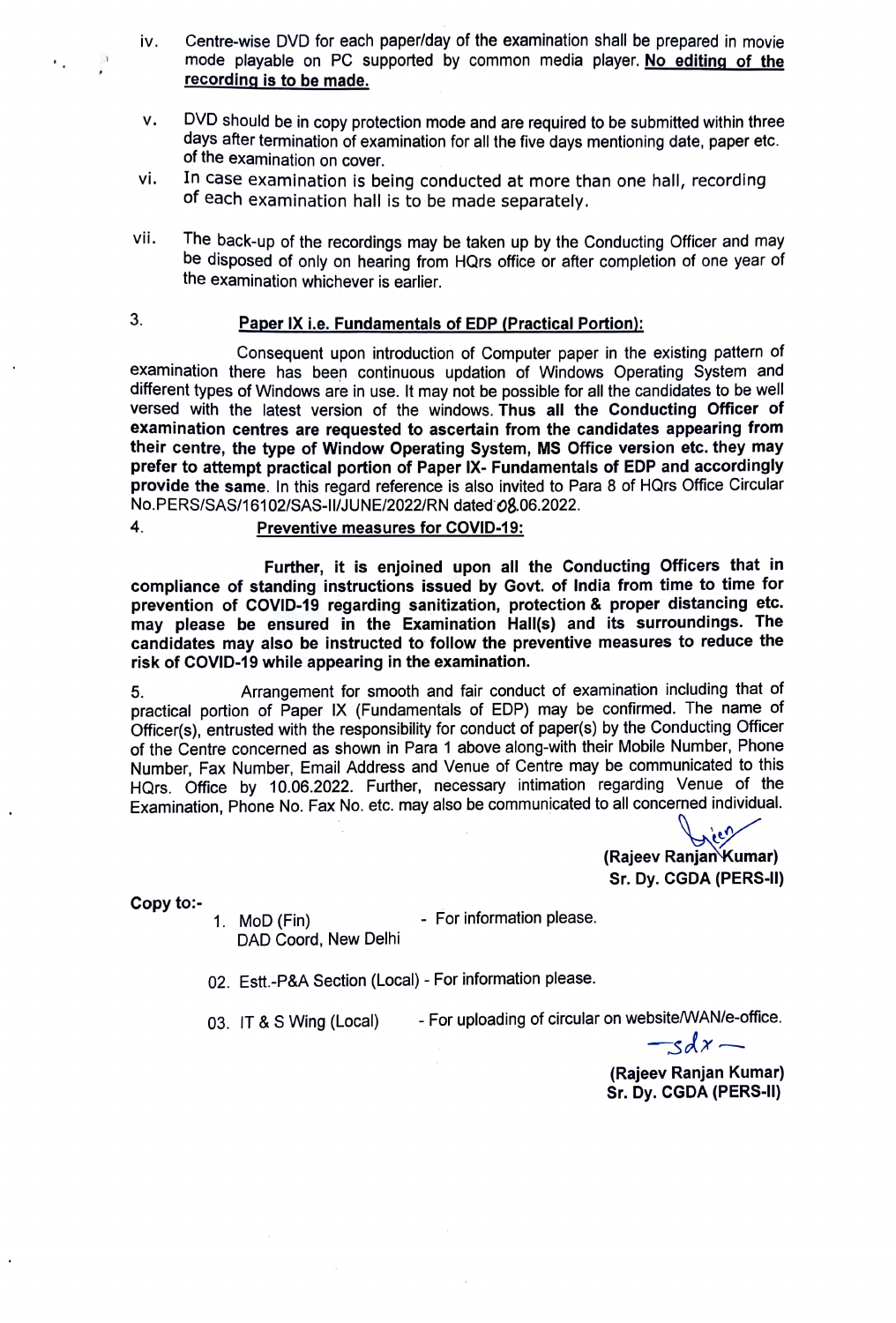iv. Centre-wise DVD for each paper/day of the examination shall be prepared in movie mode playable on PC supported by common media player. **<u>No editing of the recording is to be made.</u>**

v. DVD should be in copy protection mode and are required to be submitted within three days after termination of examination for all the five days mentioning date, paper etc. of the examination on cover.

vi. In case examination is being conducted at more than one hall, recording of each examination hall is to be made separately.

vii. The back-up of the recordings may be taken up by the Conducting Officer and may be disposed of only on hearing from HQrs office or after completion of one year of the examination whichever is earlier.

3. **<u>Paper IX i.e. Fundamentals of EDP (Practical Portion):</u>**

Consequent upon introduction of Computer paper in the existing pattern of examination there has been continuous updation of Windows Operating System and different types of Windows are in use. It may not be possible for all the candidates to be well versed with the latest version of the windows. **Thus all the Conducting Officer of examination centres are requested to ascertain from the candidates appearing from their centre, the type of Window Operating System, MS Office version etc. they may prefer to attempt practical portion of Paper IX- Fundamentals of EDP and accordingly provide the same.** In this regard reference is also invited to Para 8 of HQrs Office Circular No.PERS/SAS/16102/SAS-II/JUNE/2022/RN dated 08.06.2022.

4. **<u>Preventive measures for COVID-19:</u>**

**Further, it is enjoined upon all the Conducting Officers that in compliance of standing instructions issued by Govt. of India from time to time for prevention of COVID-19 regarding sanitization, protection & proper distancing etc. may please be ensured in the Examination Hall(s) and its surroundings. The candidates may also be instructed to follow the preventive measures to reduce the risk of COVID-19 while appearing in the examination.**

5. Arrangement for smooth and fair conduct of examination including that of practical portion of Paper IX (Fundamentals of EDP) may be confirmed. The name of Officer(s), entrusted with the responsibility for conduct of paper(s) by the Conducting Officer of the Centre concerned as shown in Para 1 above along-with their Mobile Number, Phone Number, Fax Number, Email Address and Venue of Centre may be communicated to this HQrs. Office by 10.06.2022. Further, necessary intimation regarding Venue of the Examination, Phone No. Fax No. etc. may also be communicated to all concerned individual.

**(Rajeev Ranjan Kumar)**
**Sr. Dy. CGDA (PERS-II)**

**Copy to:-**

1. MoD (Fin) DAD Coord, New Delhi - For information please.
02. Estt.-P&A Section (Local) - For information please.
03. IT & S Wing (Local) - For uploading of circular on website/WAN/e-office.

-sd/-

**(Rajeev Ranjan Kumar)**
**Sr. Dy. CGDA (PERS-II)**